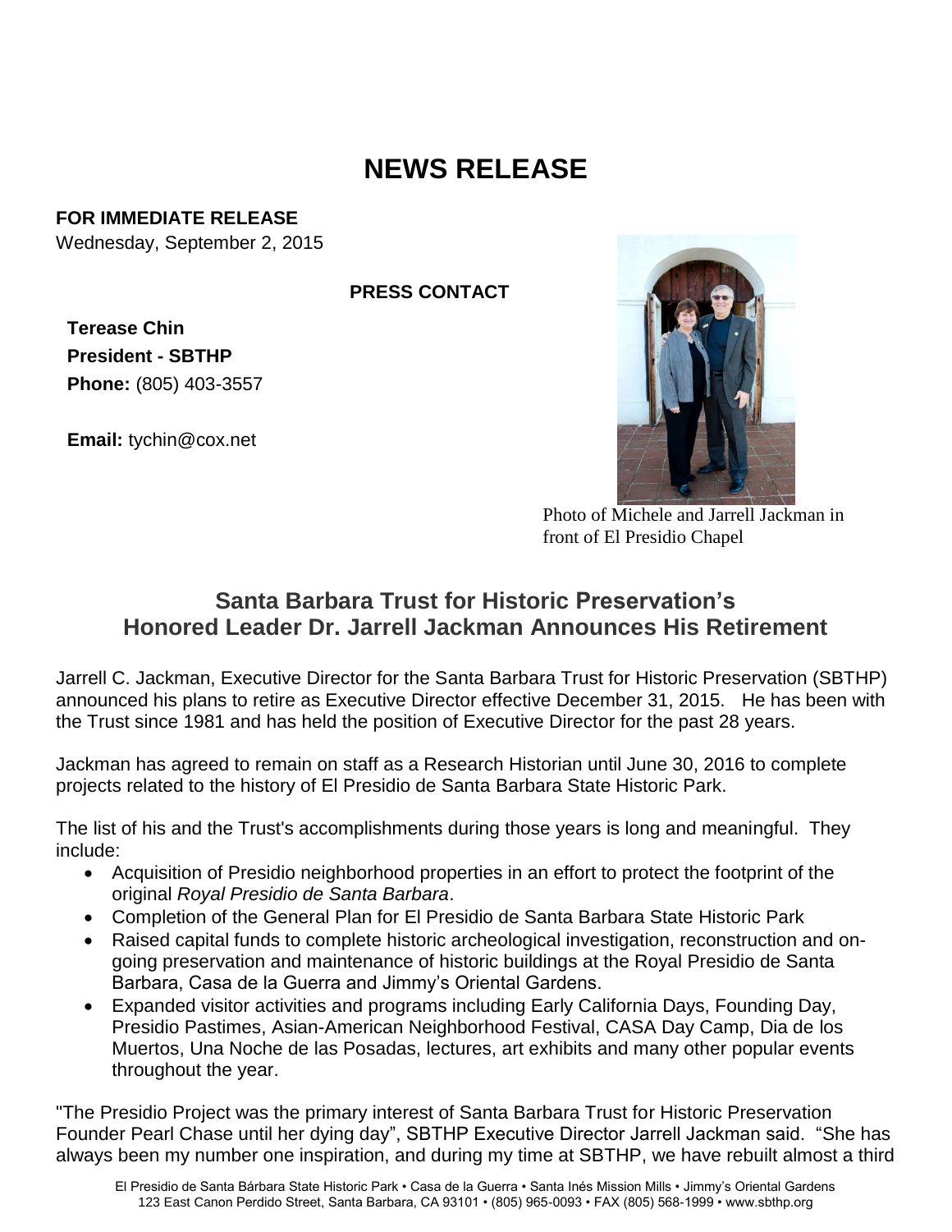# NEWS RELEASE

**FOR IMMEDIATE RELEASE**
Wednesday, September 2, 2015

**PRESS CONTACT**

**Terease Chin**
**President - SBTHP**
**Phone:** (805) 403-3557

**Email:** tychin@cox.net

Photo of Michele and Jarrell Jackman in front of El Presidio Chapel

## Santa Barbara Trust for Historic Preservation's Honored Leader Dr. Jarrell Jackman Announces His Retirement

Jarrell C. Jackman, Executive Director for the Santa Barbara Trust for Historic Preservation (SBTHP) announced his plans to retire as Executive Director effective December 31, 2015. He has been with the Trust since 1981 and has held the position of Executive Director for the past 28 years.

Jackman has agreed to remain on staff as a Research Historian until June 30, 2016 to complete projects related to the history of El Presidio de Santa Barbara State Historic Park.

The list of his and the Trust's accomplishments during those years is long and meaningful. They include:

- Acquisition of Presidio neighborhood properties in an effort to protect the footprint of the original *Royal Presidio de Santa Barbara*.
- Completion of the General Plan for El Presidio de Santa Barbara State Historic Park
- Raised capital funds to complete historic archeological investigation, reconstruction and on-going preservation and maintenance of historic buildings at the Royal Presidio de Santa Barbara, Casa de la Guerra and Jimmy's Oriental Gardens.
- Expanded visitor activities and programs including Early California Days, Founding Day, Presidio Pastimes, Asian-American Neighborhood Festival, CASA Day Camp, Dia de los Muertos, Una Noche de las Posadas, lectures, art exhibits and many other popular events throughout the year.

"The Presidio Project was the primary interest of Santa Barbara Trust for Historic Preservation Founder Pearl Chase until her dying day", SBTHP Executive Director Jarrell Jackman said. "She has always been my number one inspiration, and during my time at SBTHP, we have rebuilt almost a third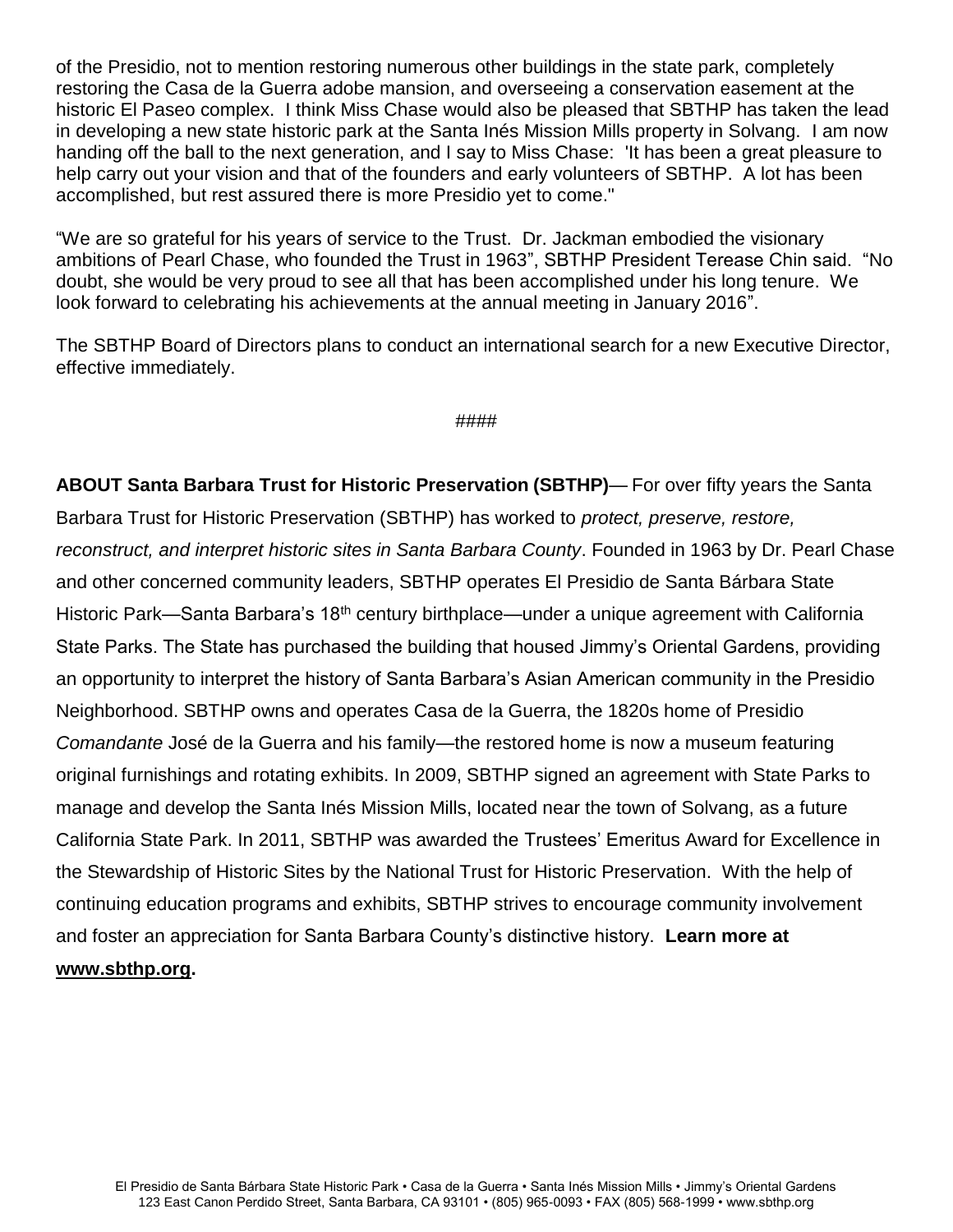of the Presidio, not to mention restoring numerous other buildings in the state park, completely restoring the Casa de la Guerra adobe mansion, and overseeing a conservation easement at the historic El Paseo complex. I think Miss Chase would also be pleased that SBTHP has taken the lead in developing a new state historic park at the Santa Inés Mission Mills property in Solvang. I am now handing off the ball to the next generation, and I say to Miss Chase: 'It has been a great pleasure to help carry out your vision and that of the founders and early volunteers of SBTHP. A lot has been accomplished, but rest assured there is more Presidio yet to come."

"We are so grateful for his years of service to the Trust. Dr. Jackman embodied the visionary ambitions of Pearl Chase, who founded the Trust in 1963", SBTHP President Terease Chin said. "No doubt, she would be very proud to see all that has been accomplished under his long tenure. We look forward to celebrating his achievements at the annual meeting in January 2016".

The SBTHP Board of Directors plans to conduct an international search for a new Executive Director, effective immediately.

####

**ABOUT Santa Barbara Trust for Historic Preservation (SBTHP)**— For over fifty years the Santa Barbara Trust for Historic Preservation (SBTHP) has worked to *protect, preserve, restore, reconstruct, and interpret historic sites in Santa Barbara County*. Founded in 1963 by Dr. Pearl Chase and other concerned community leaders, SBTHP operates El Presidio de Santa Bárbara State Historic Park—Santa Barbara's 18th century birthplace—under a unique agreement with California State Parks. The State has purchased the building that housed Jimmy's Oriental Gardens, providing an opportunity to interpret the history of Santa Barbara's Asian American community in the Presidio Neighborhood. SBTHP owns and operates Casa de la Guerra, the 1820s home of Presidio *Comandante* José de la Guerra and his family—the restored home is now a museum featuring original furnishings and rotating exhibits. In 2009, SBTHP signed an agreement with State Parks to manage and develop the Santa Inés Mission Mills, located near the town of Solvang, as a future California State Park. In 2011, SBTHP was awarded the Trustees' Emeritus Award for Excellence in the Stewardship of Historic Sites by the National Trust for Historic Preservation. With the help of continuing education programs and exhibits, SBTHP strives to encourage community involvement and foster an appreciation for Santa Barbara County's distinctive history. **Learn more at www.sbthp.org.**

El Presidio de Santa Bárbara State Historic Park • Casa de la Guerra • Santa Inés Mission Mills • Jimmy's Oriental Gardens
123 East Canon Perdido Street, Santa Barbara, CA 93101 • (805) 965-0093 • FAX (805) 568-1999 • www.sbthp.org